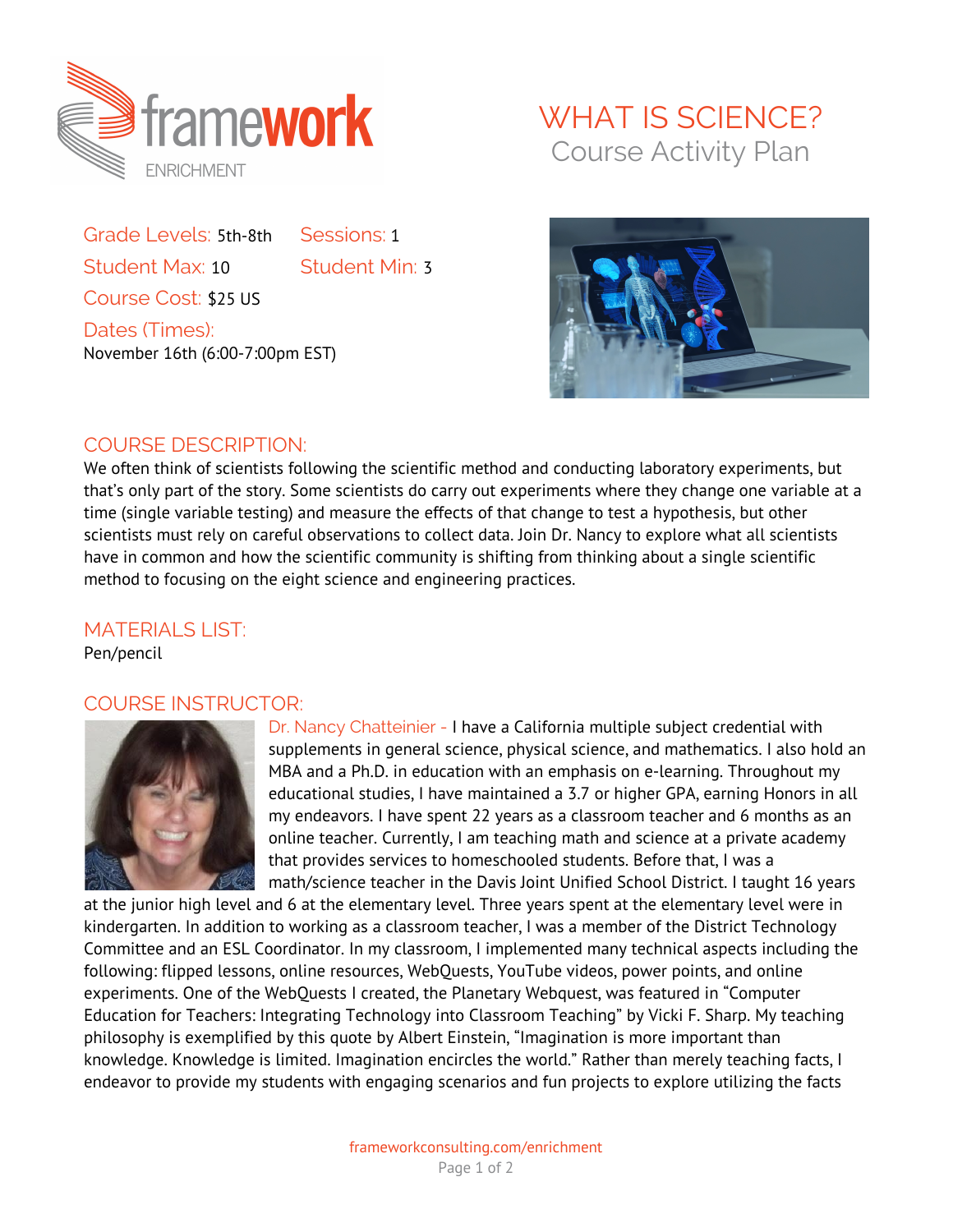framework ENRICHMENT

# WHAT IS SCIENCE?

## Course Activity Plan

Grade Levels: 5th-8th

Sessions: 1

Student Max: 10

Student Min: 3

Course Cost: $25 US

Dates (Times):
November 16th (6:00-7:00pm EST)

## COURSE DESCRIPTION:

We often think of scientists following the scientific method and conducting laboratory experiments, but that's only part of the story. Some scientists do carry out experiments where they change one variable at a time (single variable testing) and measure the effects of that change to test a hypothesis, but other scientists must rely on careful observations to collect data. Join Dr. Nancy to explore what all scientists have in common and how the scientific community is shifting from thinking about a single scientific method to focusing on the eight science and engineering practices.

## MATERIALS LIST:

Pen/pencil

## COURSE INSTRUCTOR:

Dr. Nancy Chatteinier - I have a California multiple subject credential with supplements in general science, physical science, and mathematics. I also hold an MBA and a Ph.D. in education with an emphasis on e-learning. Throughout my educational studies, I have maintained a 3.7 or higher GPA, earning Honors in all my endeavors. I have spent 22 years as a classroom teacher and 6 months as an online teacher. Currently, I am teaching math and science at a private academy that provides services to homeschooled students. Before that, I was a math/science teacher in the Davis Joint Unified School District. I taught 16 years at the junior high level and 6 at the elementary level. Three years spent at the elementary level were in kindergarten. In addition to working as a classroom teacher, I was a member of the District Technology Committee and an ESL Coordinator. In my classroom, I implemented many technical aspects including the following: flipped lessons, online resources, WebQuests, YouTube videos, power points, and online experiments. One of the WebQuests I created, the Planetary Webquest, was featured in "Computer Education for Teachers: Integrating Technology into Classroom Teaching" by Vicki F. Sharp. My teaching philosophy is exemplified by this quote by Albert Einstein, "Imagination is more important than knowledge. Knowledge is limited. Imagination encircles the world." Rather than merely teaching facts, I endeavor to provide my students with engaging scenarios and fun projects to explore utilizing the facts

frameworkconsulting.com/enrichment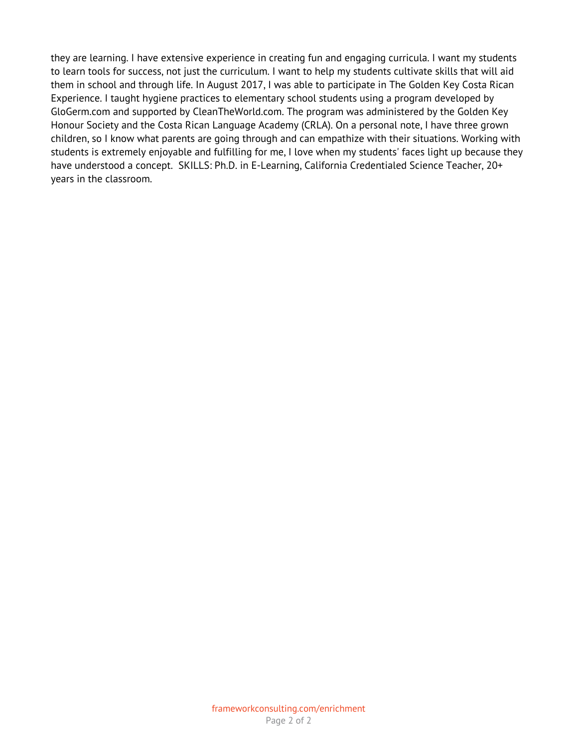they are learning. I have extensive experience in creating fun and engaging curricula. I want my students to learn tools for success, not just the curriculum. I want to help my students cultivate skills that will aid them in school and through life. In August 2017, I was able to participate in The Golden Key Costa Rican Experience. I taught hygiene practices to elementary school students using a program developed by GloGerm.com and supported by CleanTheWorld.com. The program was administered by the Golden Key Honour Society and the Costa Rican Language Academy (CRLA). On a personal note, I have three grown children, so I know what parents are going through and can empathize with their situations. Working with students is extremely enjoyable and fulfilling for me, I love when my students' faces light up because they have understood a concept. SKILLS: Ph.D. in E-Learning, California Credentialed Science Teacher, 20+ years in the classroom.